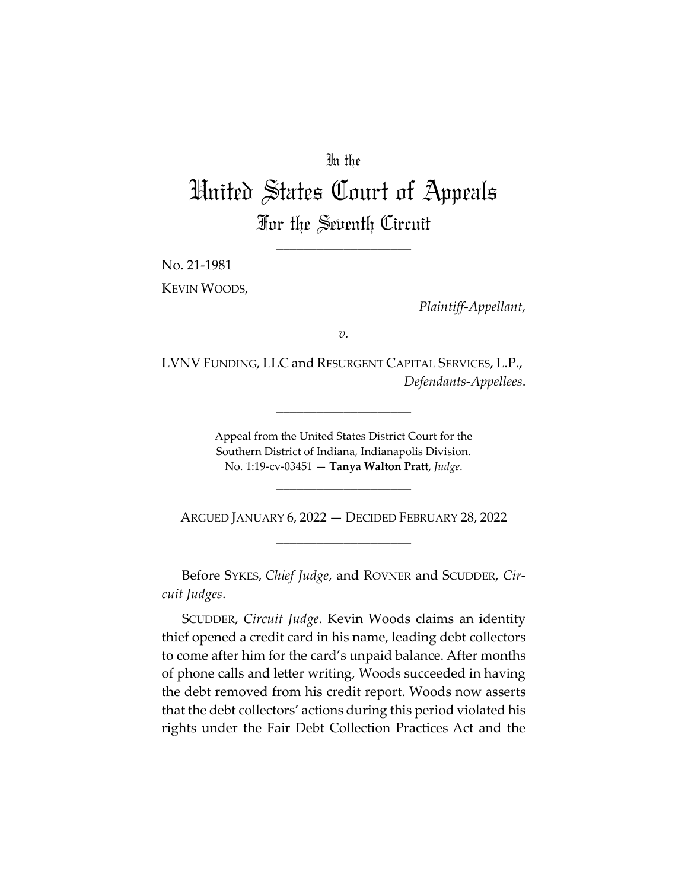In the

# United States Court of Appeals

## For the Seventh Circuit

____________________

No. 21-1981

KEVIN WOODS,

*Plaintiff-Appellant*,

*v.*

LVNV FUNDING, LLC and RESURGENT CAPITAL SERVICES, L.P.,

*Defendants-Appellees*.

____________________

Appeal from the United States District Court for the Southern District of Indiana, Indianapolis Division.
No. 1:19-cv-03451 — **Tanya Walton Pratt**, *Judge*.

____________________

ARGUED JANUARY 6, 2022 — DECIDED FEBRUARY 28, 2022

____________________

Before SYKES, *Chief Judge*, and ROVNER and SCUDDER, *Circuit Judges*.

SCUDDER, *Circuit Judge*. Kevin Woods claims an identity thief opened a credit card in his name, leading debt collectors to come after him for the card's unpaid balance. After months of phone calls and letter writing, Woods succeeded in having the debt removed from his credit report. Woods now asserts that the debt collectors' actions during this period violated his rights under the Fair Debt Collection Practices Act and the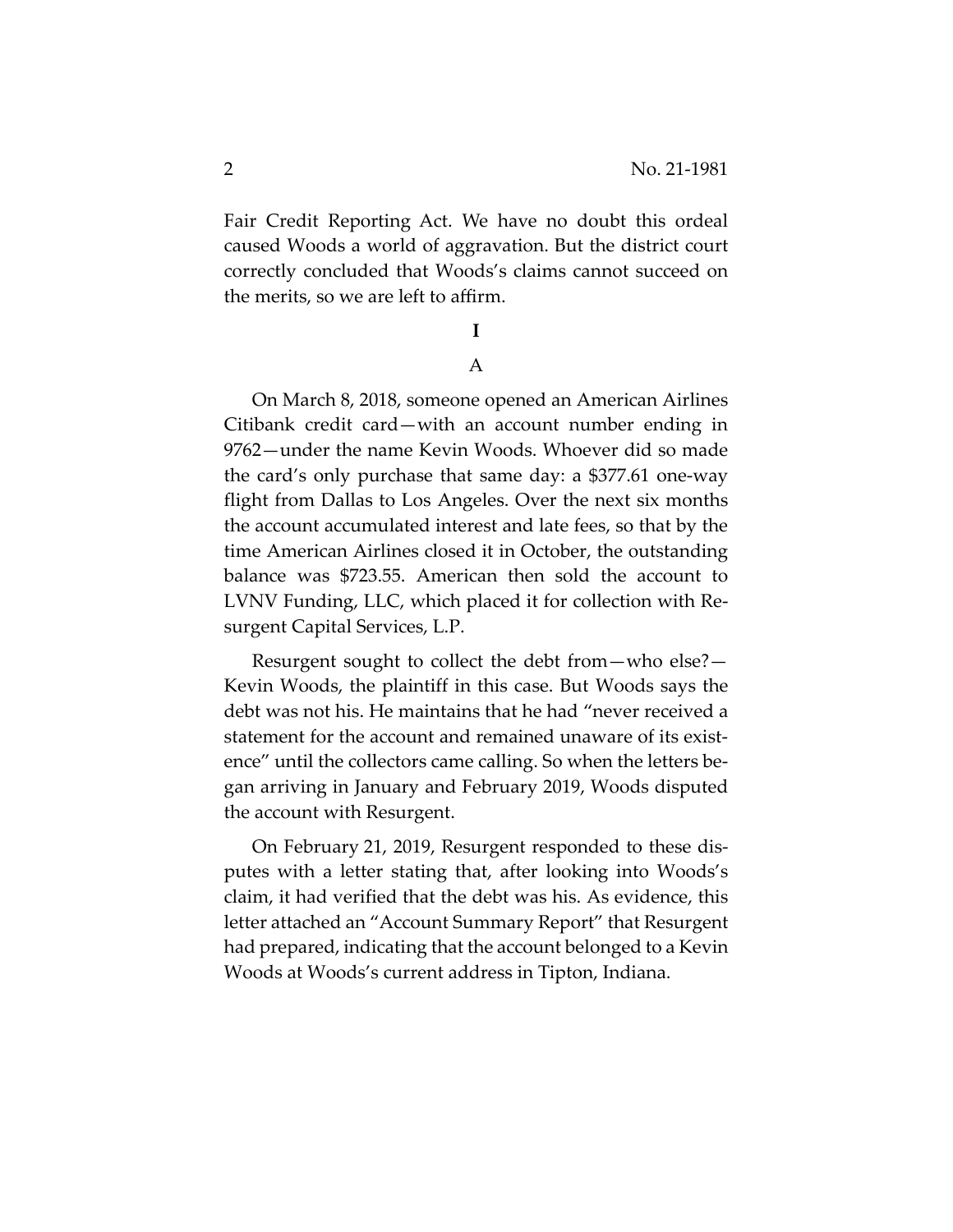Fair Credit Reporting Act. We have no doubt this ordeal caused Woods a world of aggravation. But the district court correctly concluded that Woods's claims cannot succeed on the merits, so we are left to affirm.

# I

## A

On March 8, 2018, someone opened an American Airlines Citibank credit card—with an account number ending in 9762—under the name Kevin Woods. Whoever did so made the card's only purchase that same day: a $377.61 one-way flight from Dallas to Los Angeles. Over the next six months the account accumulated interest and late fees, so that by the time American Airlines closed it in October, the outstanding balance was $723.55. American then sold the account to LVNV Funding, LLC, which placed it for collection with Resurgent Capital Services, L.P.

Resurgent sought to collect the debt from—who else?—Kevin Woods, the plaintiff in this case. But Woods says the debt was not his. He maintains that he had "never received a statement for the account and remained unaware of its existence" until the collectors came calling. So when the letters began arriving in January and February 2019, Woods disputed the account with Resurgent.

On February 21, 2019, Resurgent responded to these disputes with a letter stating that, after looking into Woods's claim, it had verified that the debt was his. As evidence, this letter attached an "Account Summary Report" that Resurgent had prepared, indicating that the account belonged to a Kevin Woods at Woods's current address in Tipton, Indiana.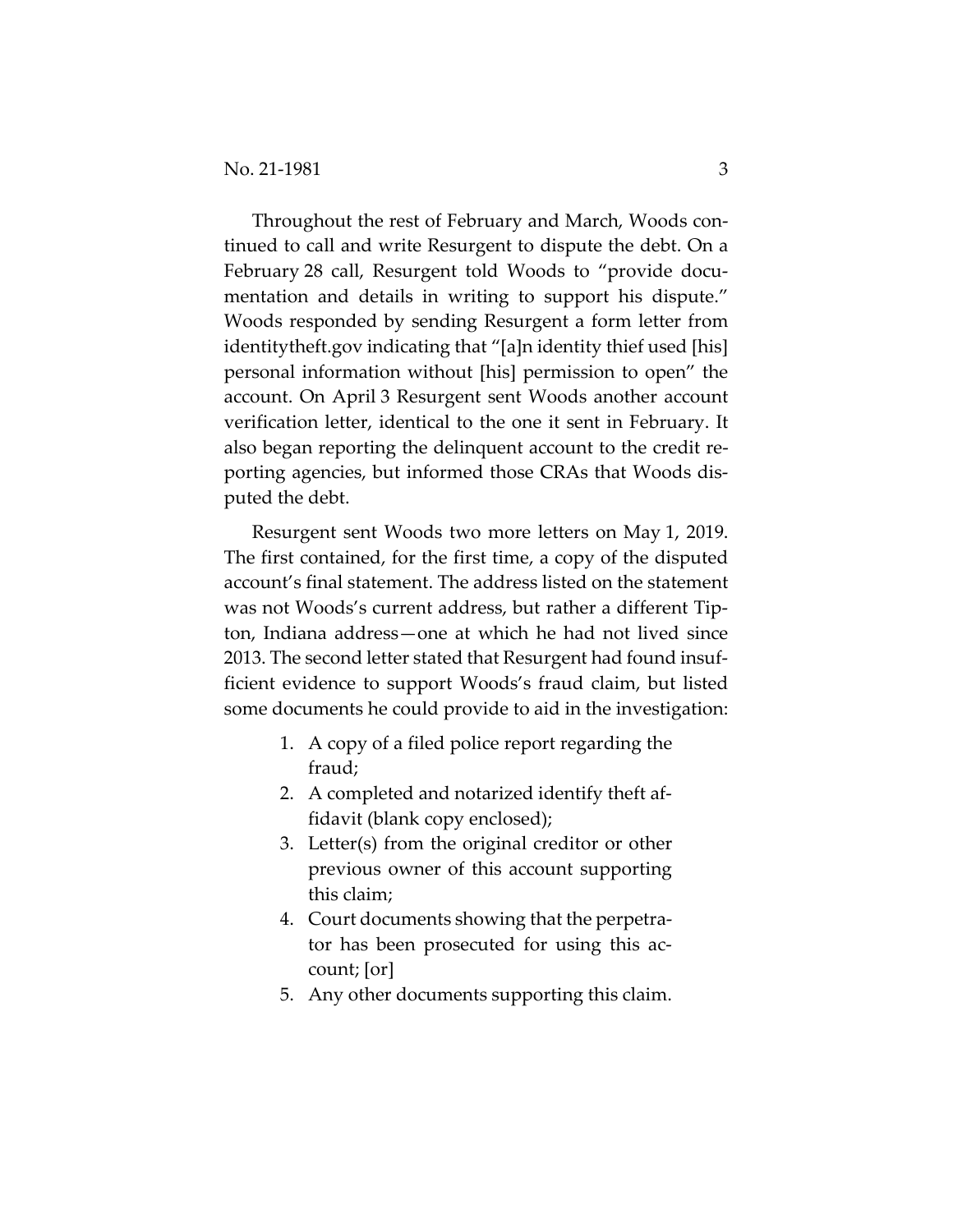Throughout the rest of February and March, Woods continued to call and write Resurgent to dispute the debt. On a February 28 call, Resurgent told Woods to "provide documentation and details in writing to support his dispute." Woods responded by sending Resurgent a form letter from identitytheft.gov indicating that "[a]n identity thief used [his] personal information without [his] permission to open" the account. On April 3 Resurgent sent Woods another account verification letter, identical to the one it sent in February. It also began reporting the delinquent account to the credit reporting agencies, but informed those CRAs that Woods disputed the debt.

Resurgent sent Woods two more letters on May 1, 2019. The first contained, for the first time, a copy of the disputed account's final statement. The address listed on the statement was not Woods's current address, but rather a different Tipton, Indiana address—one at which he had not lived since 2013. The second letter stated that Resurgent had found insufficient evidence to support Woods's fraud claim, but listed some documents he could provide to aid in the investigation:

1. A copy of a filed police report regarding the fraud;
2. A completed and notarized identify theft affidavit (blank copy enclosed);
3. Letter(s) from the original creditor or other previous owner of this account supporting this claim;
4. Court documents showing that the perpetrator has been prosecuted for using this account; [or]
5. Any other documents supporting this claim.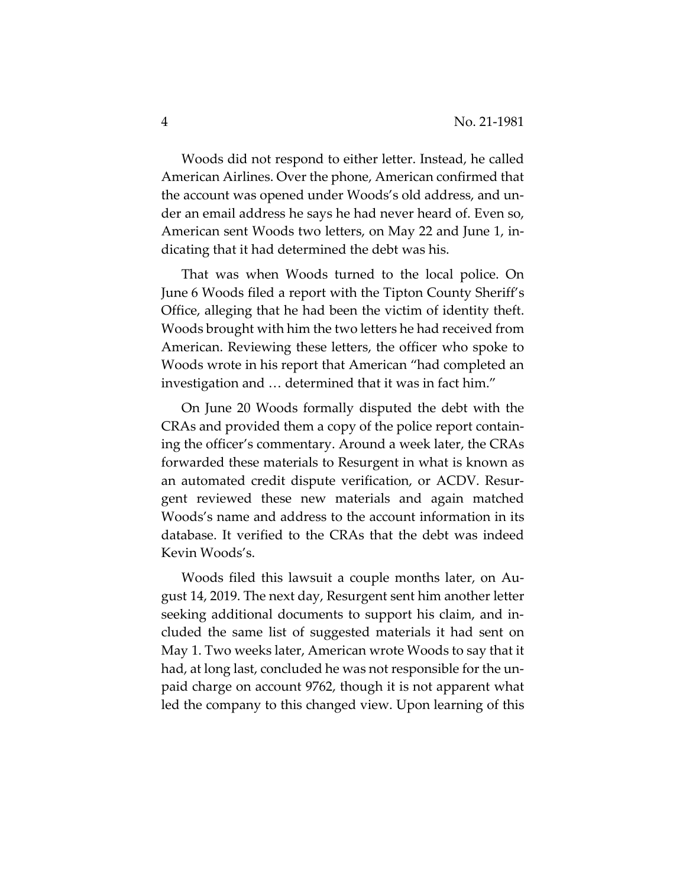Woods did not respond to either letter. Instead, he called American Airlines. Over the phone, American confirmed that the account was opened under Woods's old address, and under an email address he says he had never heard of. Even so, American sent Woods two letters, on May 22 and June 1, indicating that it had determined the debt was his.

That was when Woods turned to the local police. On June 6 Woods filed a report with the Tipton County Sheriff's Office, alleging that he had been the victim of identity theft. Woods brought with him the two letters he had received from American. Reviewing these letters, the officer who spoke to Woods wrote in his report that American "had completed an investigation and … determined that it was in fact him."

On June 20 Woods formally disputed the debt with the CRAs and provided them a copy of the police report containing the officer's commentary. Around a week later, the CRAs forwarded these materials to Resurgent in what is known as an automated credit dispute verification, or ACDV. Resurgent reviewed these new materials and again matched Woods's name and address to the account information in its database. It verified to the CRAs that the debt was indeed Kevin Woods's.

Woods filed this lawsuit a couple months later, on August 14, 2019. The next day, Resurgent sent him another letter seeking additional documents to support his claim, and included the same list of suggested materials it had sent on May 1. Two weeks later, American wrote Woods to say that it had, at long last, concluded he was not responsible for the unpaid charge on account 9762, though it is not apparent what led the company to this changed view. Upon learning of this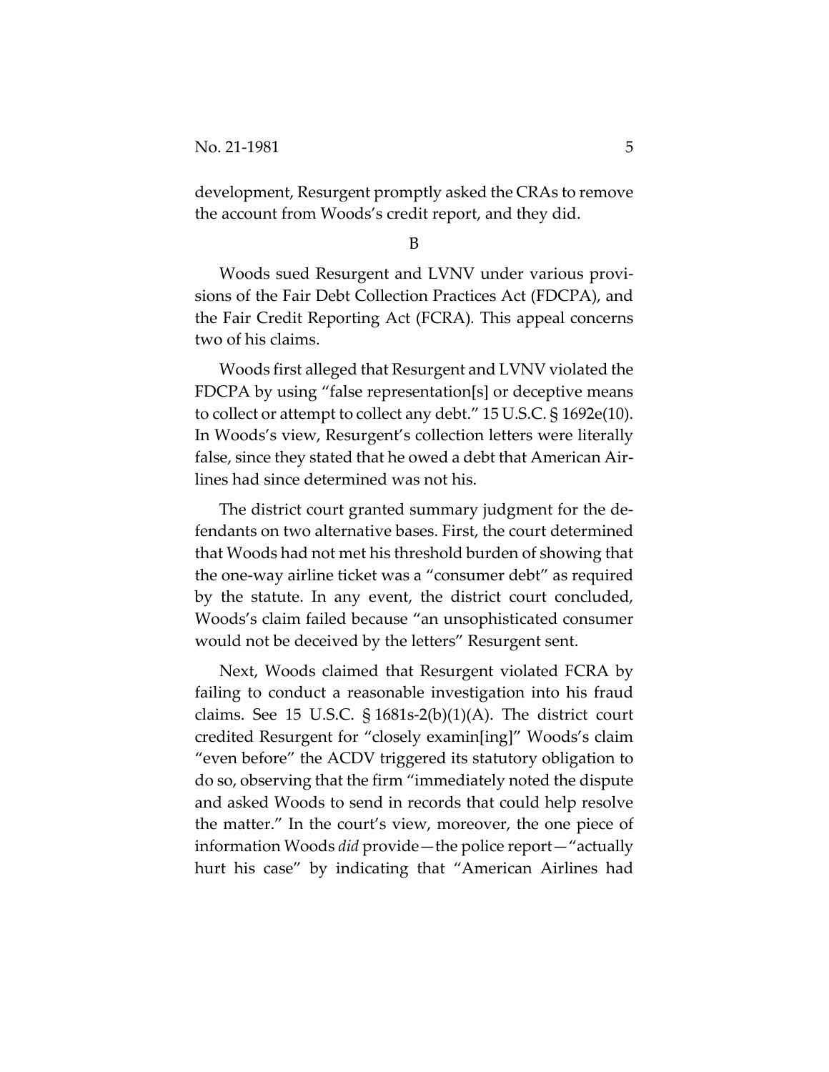development, Resurgent promptly asked the CRAs to remove the account from Woods's credit report, and they did.

## B

Woods sued Resurgent and LVNV under various provisions of the Fair Debt Collection Practices Act (FDCPA), and the Fair Credit Reporting Act (FCRA). This appeal concerns two of his claims.

Woods first alleged that Resurgent and LVNV violated the FDCPA by using "false representation[s] or deceptive means to collect or attempt to collect any debt." 15 U.S.C. § 1692e(10). In Woods's view, Resurgent's collection letters were literally false, since they stated that he owed a debt that American Airlines had since determined was not his.

The district court granted summary judgment for the defendants on two alternative bases. First, the court determined that Woods had not met his threshold burden of showing that the one-way airline ticket was a "consumer debt" as required by the statute. In any event, the district court concluded, Woods's claim failed because "an unsophisticated consumer would not be deceived by the letters" Resurgent sent.

Next, Woods claimed that Resurgent violated FCRA by failing to conduct a reasonable investigation into his fraud claims. See 15 U.S.C. § 1681s-2(b)(1)(A). The district court credited Resurgent for "closely examin[ing]" Woods's claim "even before" the ACDV triggered its statutory obligation to do so, observing that the firm "immediately noted the dispute and asked Woods to send in records that could help resolve the matter." In the court's view, moreover, the one piece of information Woods *did* provide—the police report—"actually hurt his case" by indicating that "American Airlines had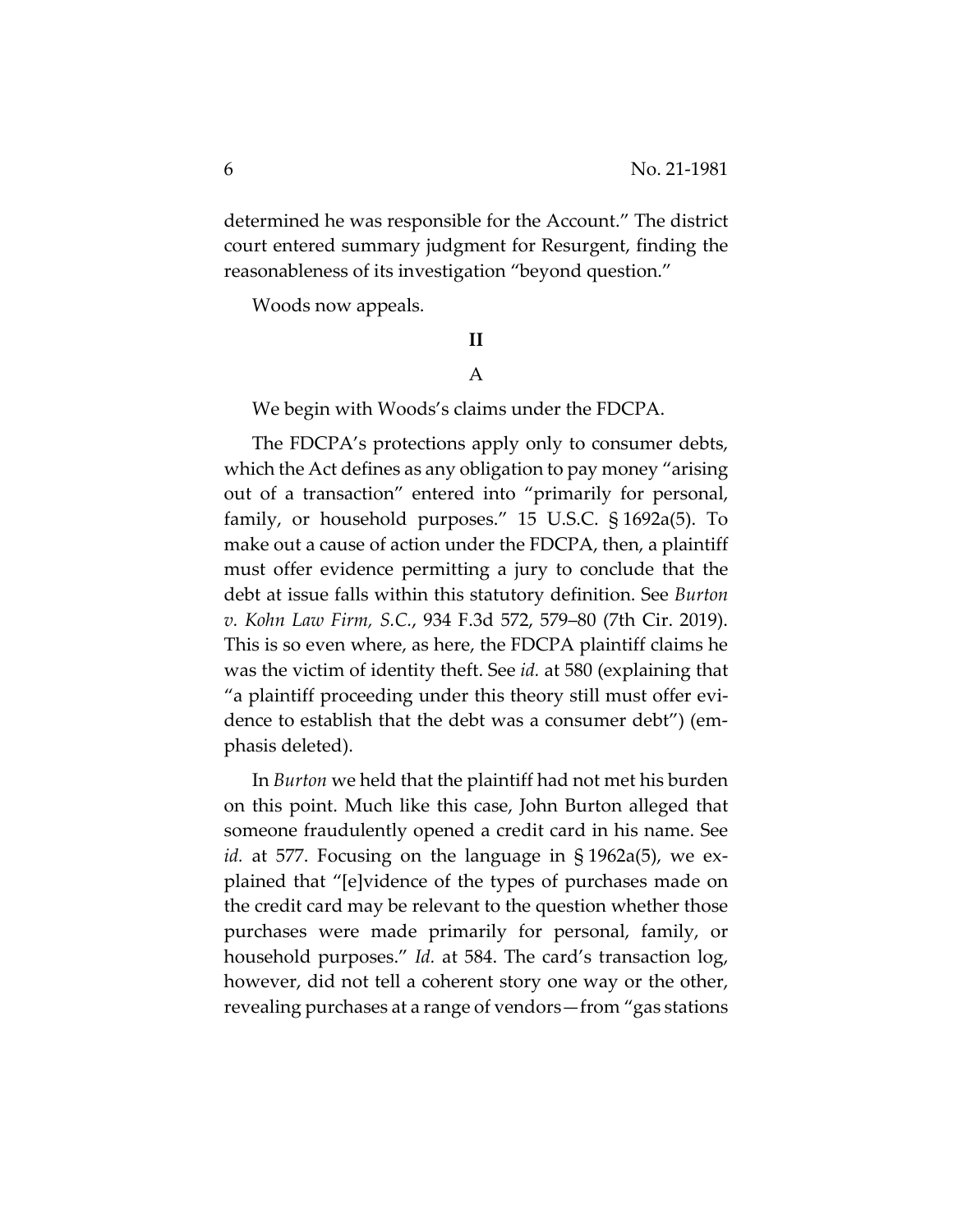determined he was responsible for the Account." The district court entered summary judgment for Resurgent, finding the reasonableness of its investigation "beyond question."

Woods now appeals.

## II

### A

We begin with Woods's claims under the FDCPA.

The FDCPA's protections apply only to consumer debts, which the Act defines as any obligation to pay money "arising out of a transaction" entered into "primarily for personal, family, or household purposes." 15 U.S.C. § 1692a(5). To make out a cause of action under the FDCPA, then, a plaintiff must offer evidence permitting a jury to conclude that the debt at issue falls within this statutory definition. See *Burton v. Kohn Law Firm, S.C.*, 934 F.3d 572, 579–80 (7th Cir. 2019). This is so even where, as here, the FDCPA plaintiff claims he was the victim of identity theft. See *id.* at 580 (explaining that "a plaintiff proceeding under this theory still must offer evidence to establish that the debt was a consumer debt") (emphasis deleted).

In *Burton* we held that the plaintiff had not met his burden on this point. Much like this case, John Burton alleged that someone fraudulently opened a credit card in his name. See *id.* at 577. Focusing on the language in § 1962a(5), we explained that "[e]vidence of the types of purchases made on the credit card may be relevant to the question whether those purchases were made primarily for personal, family, or household purposes." *Id.* at 584. The card's transaction log, however, did not tell a coherent story one way or the other, revealing purchases at a range of vendors—from "gas stations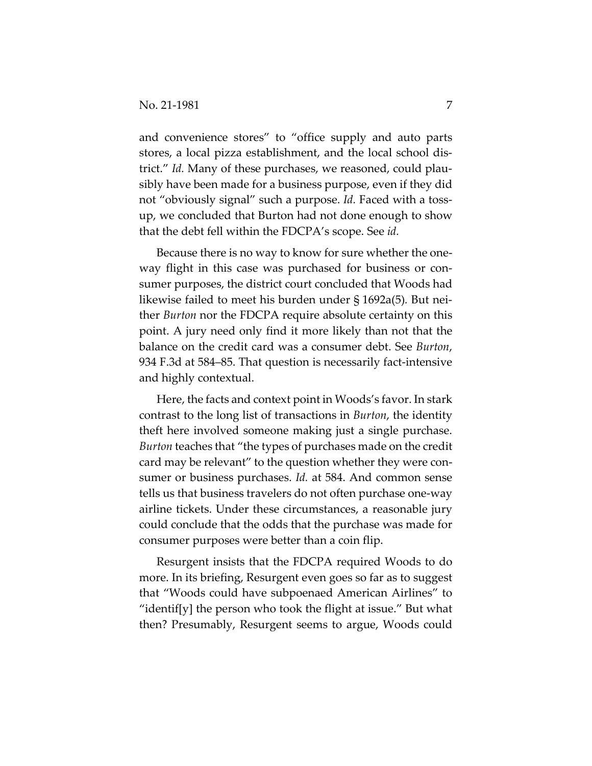and convenience stores" to "office supply and auto parts stores, a local pizza establishment, and the local school district." *Id.* Many of these purchases, we reasoned, could plausibly have been made for a business purpose, even if they did not "obviously signal" such a purpose. *Id.* Faced with a toss-up, we concluded that Burton had not done enough to show that the debt fell within the FDCPA's scope. See *id.*

Because there is no way to know for sure whether the one-way flight in this case was purchased for business or consumer purposes, the district court concluded that Woods had likewise failed to meet his burden under § 1692a(5). But neither *Burton* nor the FDCPA require absolute certainty on this point. A jury need only find it more likely than not that the balance on the credit card was a consumer debt. See *Burton*, 934 F.3d at 584–85. That question is necessarily fact-intensive and highly contextual.

Here, the facts and context point in Woods's favor. In stark contrast to the long list of transactions in *Burton*, the identity theft here involved someone making just a single purchase. *Burton* teaches that "the types of purchases made on the credit card may be relevant" to the question whether they were consumer or business purchases. *Id.* at 584. And common sense tells us that business travelers do not often purchase one-way airline tickets. Under these circumstances, a reasonable jury could conclude that the odds that the purchase was made for consumer purposes were better than a coin flip.

Resurgent insists that the FDCPA required Woods to do more. In its briefing, Resurgent even goes so far as to suggest that "Woods could have subpoenaed American Airlines" to "identif[y] the person who took the flight at issue." But what then? Presumably, Resurgent seems to argue, Woods could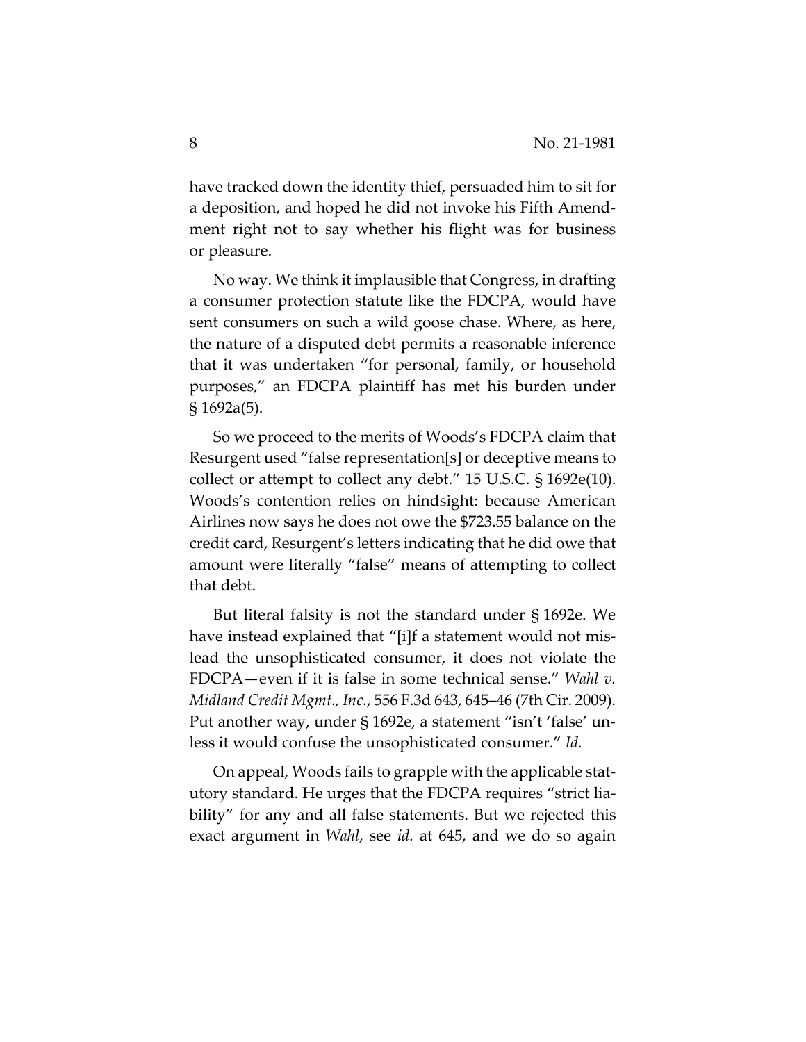have tracked down the identity thief, persuaded him to sit for a deposition, and hoped he did not invoke his Fifth Amendment right not to say whether his flight was for business or pleasure.

No way. We think it implausible that Congress, in drafting a consumer protection statute like the FDCPA, would have sent consumers on such a wild goose chase. Where, as here, the nature of a disputed debt permits a reasonable inference that it was undertaken "for personal, family, or household purposes," an FDCPA plaintiff has met his burden under § 1692a(5).

So we proceed to the merits of Woods's FDCPA claim that Resurgent used "false representation[s] or deceptive means to collect or attempt to collect any debt." 15 U.S.C. § 1692e(10). Woods's contention relies on hindsight: because American Airlines now says he does not owe the $723.55 balance on the credit card, Resurgent's letters indicating that he did owe that amount were literally "false" means of attempting to collect that debt.

But literal falsity is not the standard under § 1692e. We have instead explained that "[i]f a statement would not mislead the unsophisticated consumer, it does not violate the FDCPA—even if it is false in some technical sense." *Wahl v. Midland Credit Mgmt., Inc.*, 556 F.3d 643, 645–46 (7th Cir. 2009). Put another way, under § 1692e, a statement "isn't 'false' unless it would confuse the unsophisticated consumer." *Id.*

On appeal, Woods fails to grapple with the applicable statutory standard. He urges that the FDCPA requires "strict liability" for any and all false statements. But we rejected this exact argument in *Wahl*, see *id.* at 645, and we do so again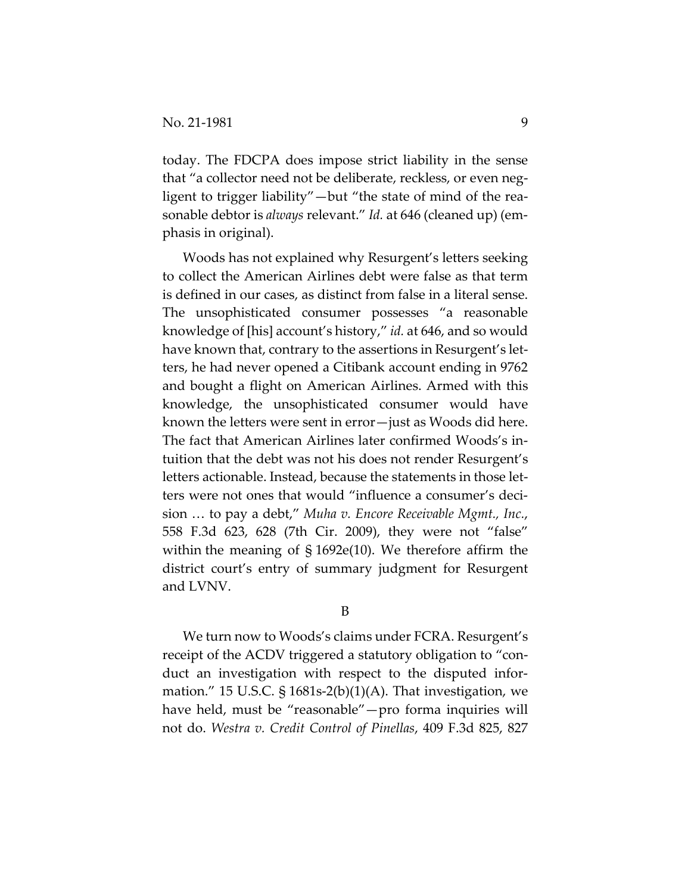today. The FDCPA does impose strict liability in the sense that "a collector need not be deliberate, reckless, or even negligent to trigger liability"—but "the state of mind of the reasonable debtor is *always* relevant." *Id.* at 646 (cleaned up) (emphasis in original).

Woods has not explained why Resurgent's letters seeking to collect the American Airlines debt were false as that term is defined in our cases, as distinct from false in a literal sense. The unsophisticated consumer possesses "a reasonable knowledge of [his] account's history," *id.* at 646, and so would have known that, contrary to the assertions in Resurgent's letters, he had never opened a Citibank account ending in 9762 and bought a flight on American Airlines. Armed with this knowledge, the unsophisticated consumer would have known the letters were sent in error—just as Woods did here. The fact that American Airlines later confirmed Woods's intuition that the debt was not his does not render Resurgent's letters actionable. Instead, because the statements in those letters were not ones that would "influence a consumer's decision … to pay a debt," *Muha v. Encore Receivable Mgmt., Inc.*, 558 F.3d 623, 628 (7th Cir. 2009), they were not "false" within the meaning of § 1692e(10). We therefore affirm the district court's entry of summary judgment for Resurgent and LVNV.

## B

We turn now to Woods's claims under FCRA. Resurgent's receipt of the ACDV triggered a statutory obligation to "conduct an investigation with respect to the disputed information." 15 U.S.C. § 1681s-2(b)(1)(A). That investigation, we have held, must be "reasonable"—pro forma inquiries will not do. *Westra v. Credit Control of Pinellas*, 409 F.3d 825, 827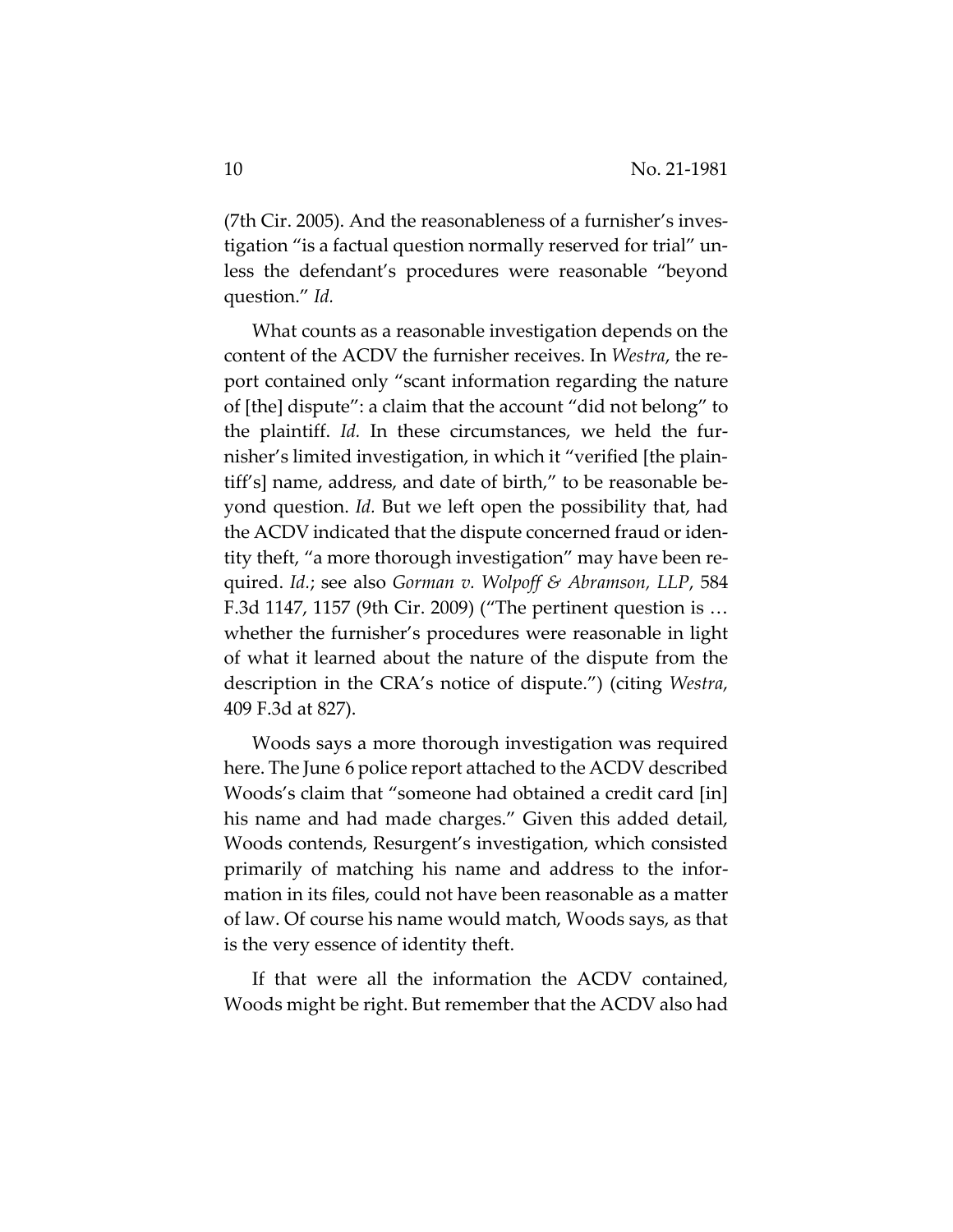(7th Cir. 2005). And the reasonableness of a furnisher's investigation "is a factual question normally reserved for trial" unless the defendant's procedures were reasonable "beyond question." *Id.*

What counts as a reasonable investigation depends on the content of the ACDV the furnisher receives. In *Westra*, the report contained only "scant information regarding the nature of [the] dispute": a claim that the account "did not belong" to the plaintiff. *Id.* In these circumstances, we held the furnisher's limited investigation, in which it "verified [the plaintiff's] name, address, and date of birth," to be reasonable beyond question. *Id.* But we left open the possibility that, had the ACDV indicated that the dispute concerned fraud or identity theft, "a more thorough investigation" may have been required. *Id.*; see also *Gorman v. Wolpoff & Abramson, LLP*, 584 F.3d 1147, 1157 (9th Cir. 2009) ("The pertinent question is … whether the furnisher's procedures were reasonable in light of what it learned about the nature of the dispute from the description in the CRA's notice of dispute.") (citing *Westra*, 409 F.3d at 827).

Woods says a more thorough investigation was required here. The June 6 police report attached to the ACDV described Woods's claim that "someone had obtained a credit card [in] his name and had made charges." Given this added detail, Woods contends, Resurgent's investigation, which consisted primarily of matching his name and address to the information in its files, could not have been reasonable as a matter of law. Of course his name would match, Woods says, as that is the very essence of identity theft.

If that were all the information the ACDV contained, Woods might be right. But remember that the ACDV also had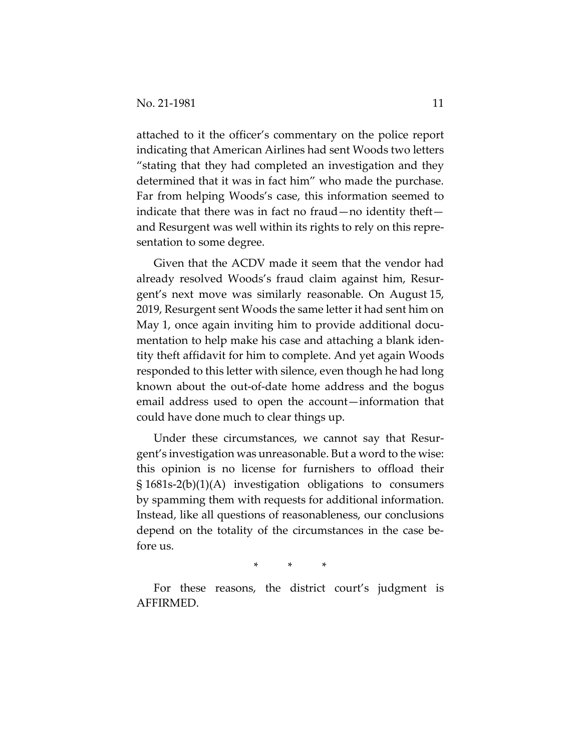attached to it the officer's commentary on the police report indicating that American Airlines had sent Woods two letters "stating that they had completed an investigation and they determined that it was in fact him" who made the purchase. Far from helping Woods's case, this information seemed to indicate that there was in fact no fraud—no identity theft—and Resurgent was well within its rights to rely on this representation to some degree.

Given that the ACDV made it seem that the vendor had already resolved Woods's fraud claim against him, Resurgent's next move was similarly reasonable. On August 15, 2019, Resurgent sent Woods the same letter it had sent him on May 1, once again inviting him to provide additional documentation to help make his case and attaching a blank identity theft affidavit for him to complete. And yet again Woods responded to this letter with silence, even though he had long known about the out-of-date home address and the bogus email address used to open the account—information that could have done much to clear things up.

Under these circumstances, we cannot say that Resurgent's investigation was unreasonable. But a word to the wise: this opinion is no license for furnishers to offload their § 1681s-2(b)(1)(A) investigation obligations to consumers by spamming them with requests for additional information. Instead, like all questions of reasonableness, our conclusions depend on the totality of the circumstances in the case before us.

\* \* \*

For these reasons, the district court's judgment is AFFIRMED.